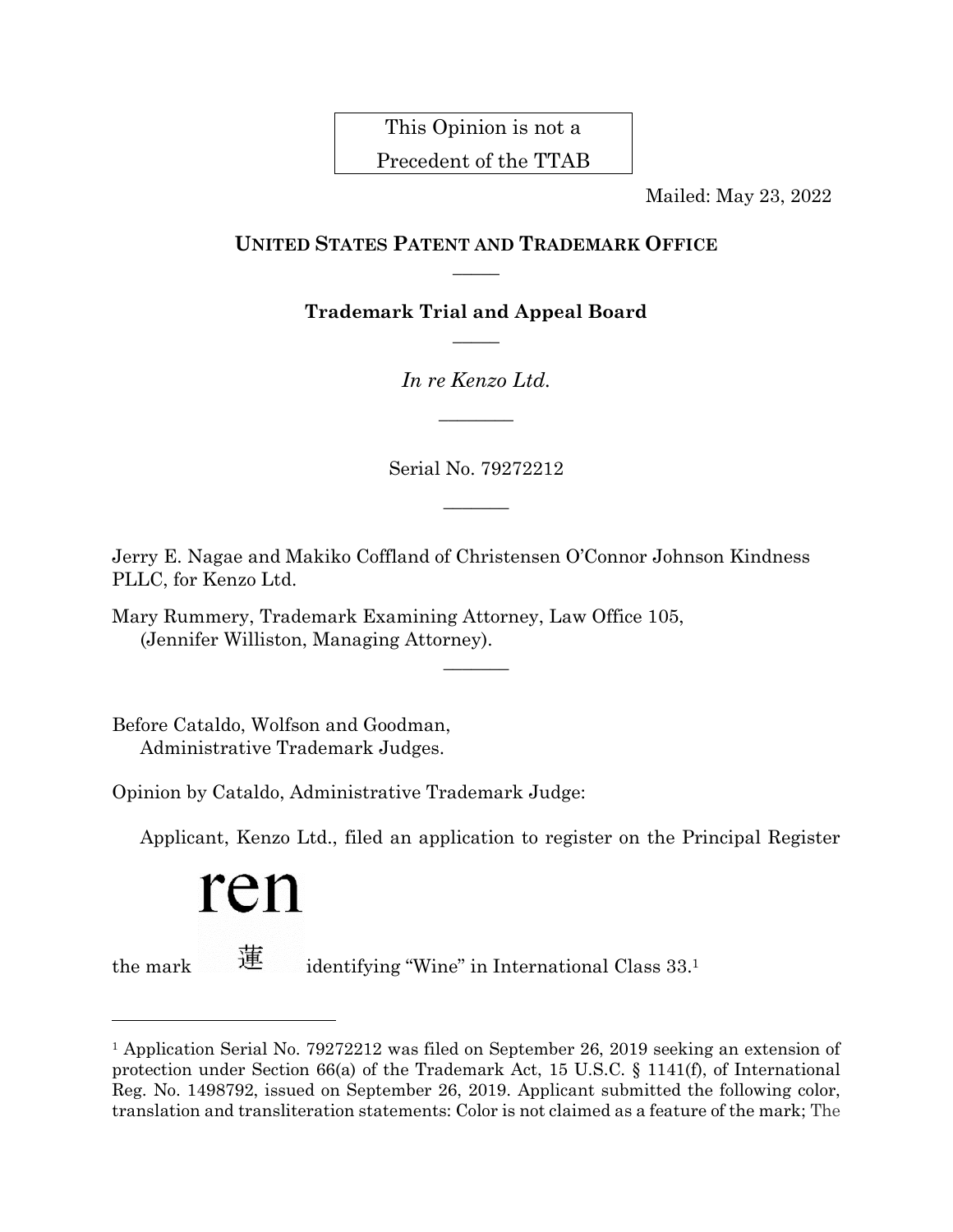This Opinion is not a Precedent of the TTAB

Mailed: May 23, 2022

**UNITED STATES PATENT AND TRADEMARK OFFICE**

—————

**Trademark Trial and Appeal Board**

—————

*In re Kenzo Ltd.*

————————

Serial No. 79272212

———————

Jerry E. Nagae and Makiko Coffland of Christensen O'Connor Johnson Kindness PLLC, for Kenzo Ltd.

Mary Rummery, Trademark Examining Attorney, Law Office 105, (Jennifer Williston, Managing Attorney).

———————

Before Cataldo, Wolfson and Goodman, Administrative Trademark Judges.

Opinion by Cataldo, Administrative Trademark Judge:

Applicant, Kenzo Ltd., filed an application to register on the Principal Register the mark ren 蓮 identifying "Wine" in International Class 33.[1]

---

[1] Application Serial No. 79272212 was filed on September 26, 2019 seeking an extension of protection under Section 66(a) of the Trademark Act, 15 U.S.C. § 1141(f), of International Reg. No. 1498792, issued on September 26, 2019. Applicant submitted the following color, translation and transliteration statements: Color is not claimed as a feature of the mark; The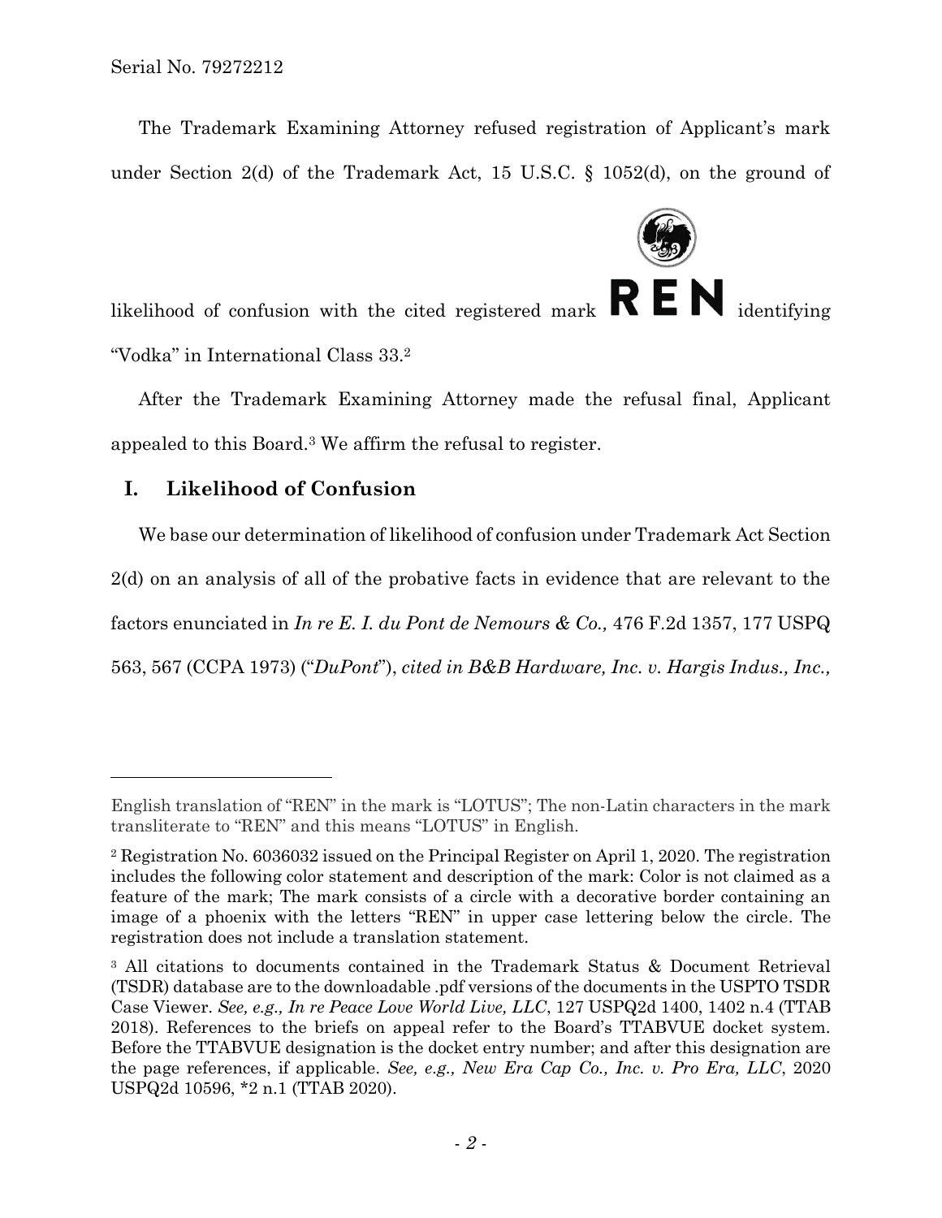The Trademark Examining Attorney refused registration of Applicant's mark under Section 2(d) of the Trademark Act, 15 U.S.C. § 1052(d), on the ground of likelihood of confusion with the cited registered mark REN identifying "Vodka" in International Class 33.[2]

After the Trademark Examining Attorney made the refusal final, Applicant appealed to this Board.[3] We affirm the refusal to register.

## I. Likelihood of Confusion

We base our determination of likelihood of confusion under Trademark Act Section 2(d) on an analysis of all of the probative facts in evidence that are relevant to the factors enunciated in *In re E. I. du Pont de Nemours & Co.,* 476 F.2d 1357, 177 USPQ 563, 567 (CCPA 1973) ("*DuPont*"), *cited in B&B Hardware, Inc. v. Hargis Indus., Inc.,*

---

English translation of "REN" in the mark is "LOTUS"; The non-Latin characters in the mark transliterate to "REN" and this means "LOTUS" in English.

[2] Registration No. 6036032 issued on the Principal Register on April 1, 2020. The registration includes the following color statement and description of the mark: Color is not claimed as a feature of the mark; The mark consists of a circle with a decorative border containing an image of a phoenix with the letters "REN" in upper case lettering below the circle. The registration does not include a translation statement.

[3] All citations to documents contained in the Trademark Status & Document Retrieval (TSDR) database are to the downloadable .pdf versions of the documents in the USPTO TSDR Case Viewer. *See, e.g., In re Peace Love World Live, LLC*, 127 USPQ2d 1400, 1402 n.4 (TTAB 2018). References to the briefs on appeal refer to the Board's TTABVUE docket system. Before the TTABVUE designation is the docket entry number; and after this designation are the page references, if applicable. *See, e.g., New Era Cap Co., Inc. v. Pro Era, LLC*, 2020 USPQ2d 10596, *2 n.1 (TTAB 2020).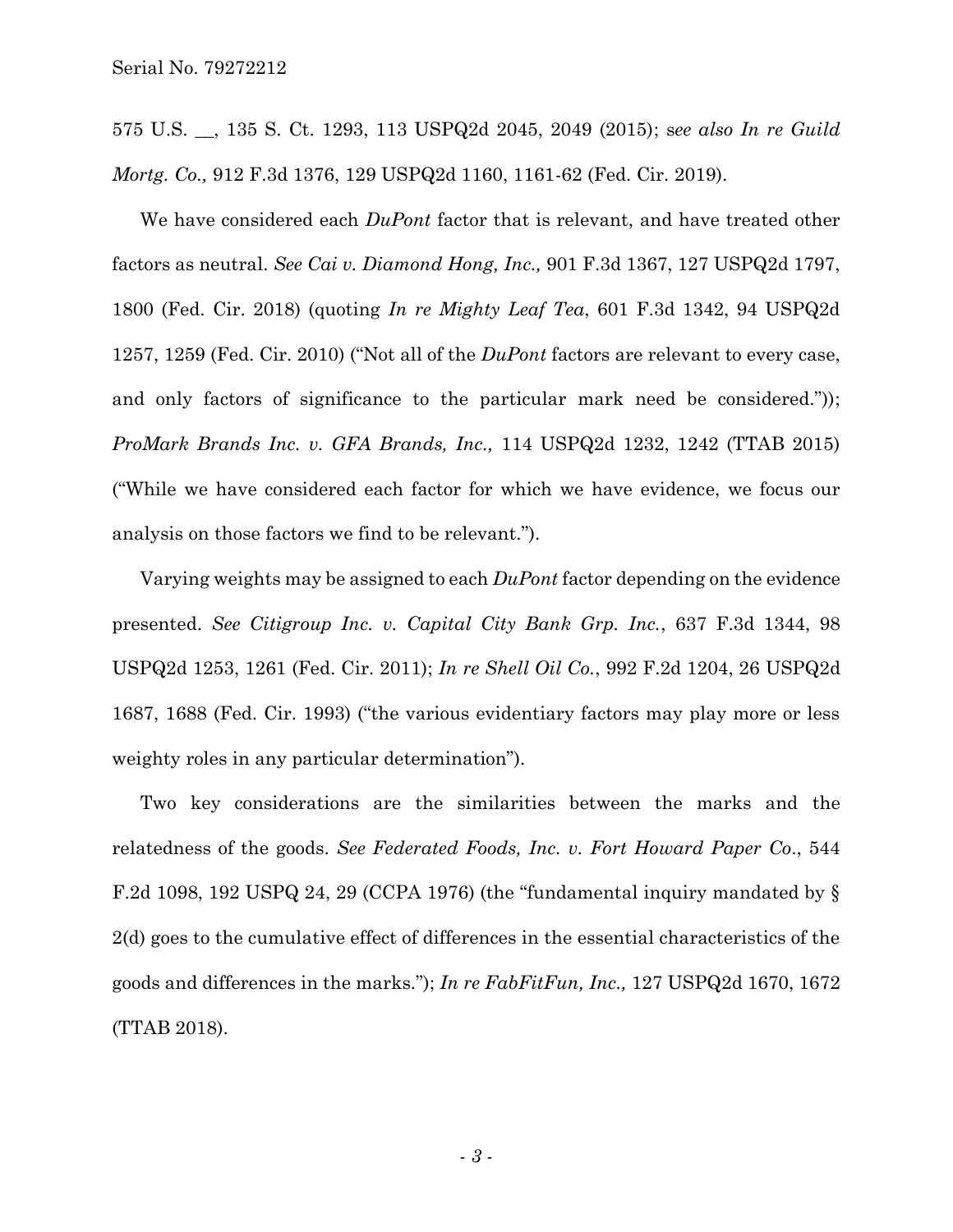575 U.S. __, 135 S. Ct. 1293, 113 USPQ2d 2045, 2049 (2015); s*ee also In re Guild Mortg. Co.,* 912 F.3d 1376, 129 USPQ2d 1160, 1161-62 (Fed. Cir. 2019).

We have considered each *DuPont* factor that is relevant, and have treated other factors as neutral. *See Cai v. Diamond Hong, Inc.,* 901 F.3d 1367, 127 USPQ2d 1797, 1800 (Fed. Cir. 2018) (quoting *In re Mighty Leaf Tea*, 601 F.3d 1342, 94 USPQ2d 1257, 1259 (Fed. Cir. 2010) ("Not all of the *DuPont* factors are relevant to every case, and only factors of significance to the particular mark need be considered.")); *ProMark Brands Inc. v. GFA Brands, Inc.,* 114 USPQ2d 1232, 1242 (TTAB 2015) ("While we have considered each factor for which we have evidence, we focus our analysis on those factors we find to be relevant.").

Varying weights may be assigned to each *DuPont* factor depending on the evidence presented. *See Citigroup Inc. v. Capital City Bank Grp. Inc.*, 637 F.3d 1344, 98 USPQ2d 1253, 1261 (Fed. Cir. 2011); *In re Shell Oil Co.*, 992 F.2d 1204, 26 USPQ2d 1687, 1688 (Fed. Cir. 1993) ("the various evidentiary factors may play more or less weighty roles in any particular determination").

Two key considerations are the similarities between the marks and the relatedness of the goods. *See Federated Foods, Inc. v. Fort Howard Paper Co*., 544 F.2d 1098, 192 USPQ 24, 29 (CCPA 1976) (the "fundamental inquiry mandated by § 2(d) goes to the cumulative effect of differences in the essential characteristics of the goods and differences in the marks."); *In re FabFitFun, Inc.,* 127 USPQ2d 1670, 1672 (TTAB 2018).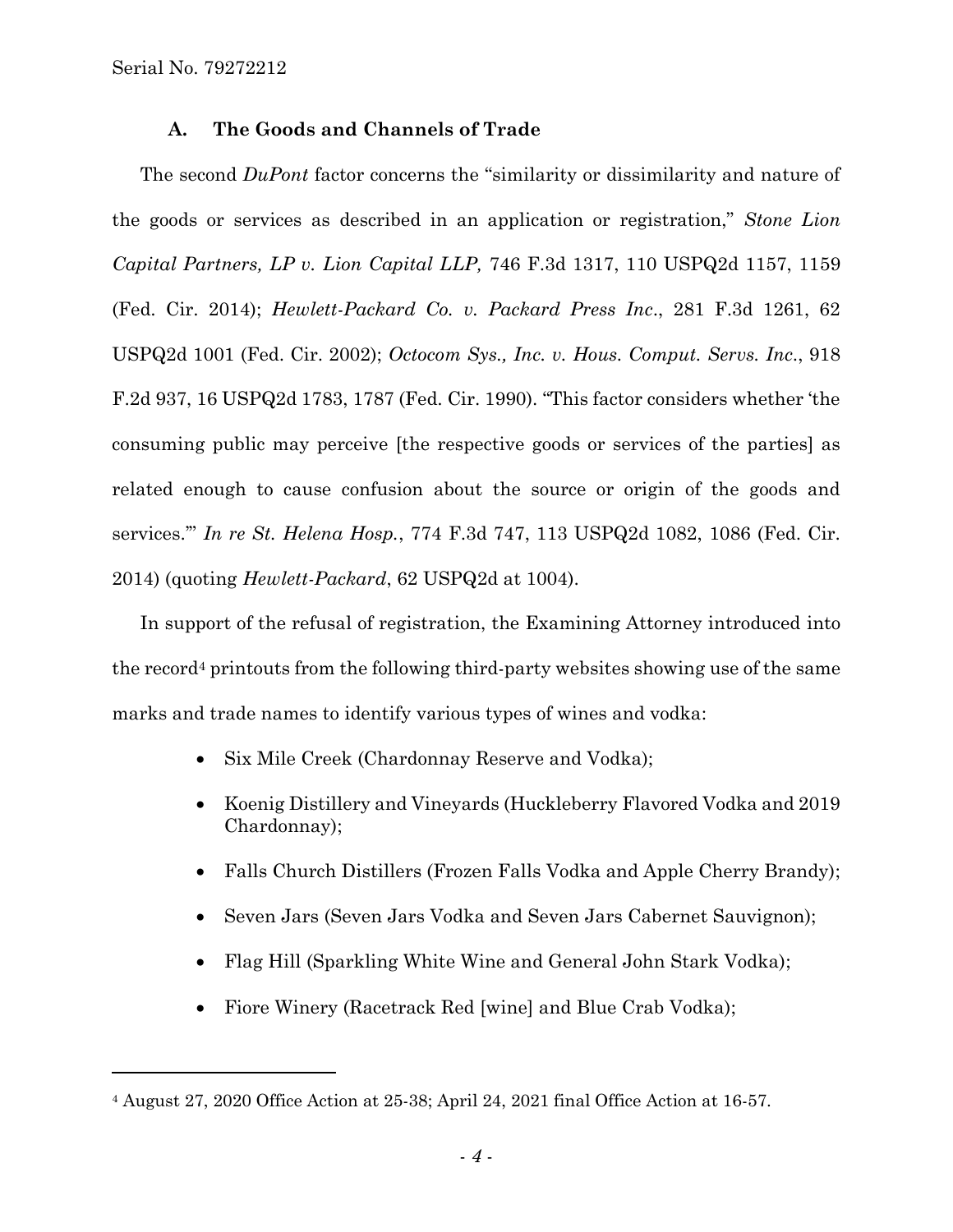### A. The Goods and Channels of Trade

The second *DuPont* factor concerns the "similarity or dissimilarity and nature of the goods or services as described in an application or registration," *Stone Lion Capital Partners, LP v. Lion Capital LLP,* 746 F.3d 1317, 110 USPQ2d 1157, 1159 (Fed. Cir. 2014); *Hewlett-Packard Co. v. Packard Press Inc*., 281 F.3d 1261, 62 USPQ2d 1001 (Fed. Cir. 2002); *Octocom Sys., Inc. v. Hous. Comput. Servs. Inc*., 918 F.2d 937, 16 USPQ2d 1783, 1787 (Fed. Cir. 1990). "This factor considers whether 'the consuming public may perceive [the respective goods or services of the parties] as related enough to cause confusion about the source or origin of the goods and services.'" *In re St. Helena Hosp.*, 774 F.3d 747, 113 USPQ2d 1082, 1086 (Fed. Cir. 2014) (quoting *Hewlett-Packard*, 62 USPQ2d at 1004).

In support of the refusal of registration, the Examining Attorney introduced into the record[4] printouts from the following third-party websites showing use of the same marks and trade names to identify various types of wines and vodka:

- Six Mile Creek (Chardonnay Reserve and Vodka);
- Koenig Distillery and Vineyards (Huckleberry Flavored Vodka and 2019 Chardonnay);
- Falls Church Distillers (Frozen Falls Vodka and Apple Cherry Brandy);
- Seven Jars (Seven Jars Vodka and Seven Jars Cabernet Sauvignon);
- Flag Hill (Sparkling White Wine and General John Stark Vodka);
- Fiore Winery (Racetrack Red [wine] and Blue Crab Vodka);

---

[4] August 27, 2020 Office Action at 25-38; April 24, 2021 final Office Action at 16-57.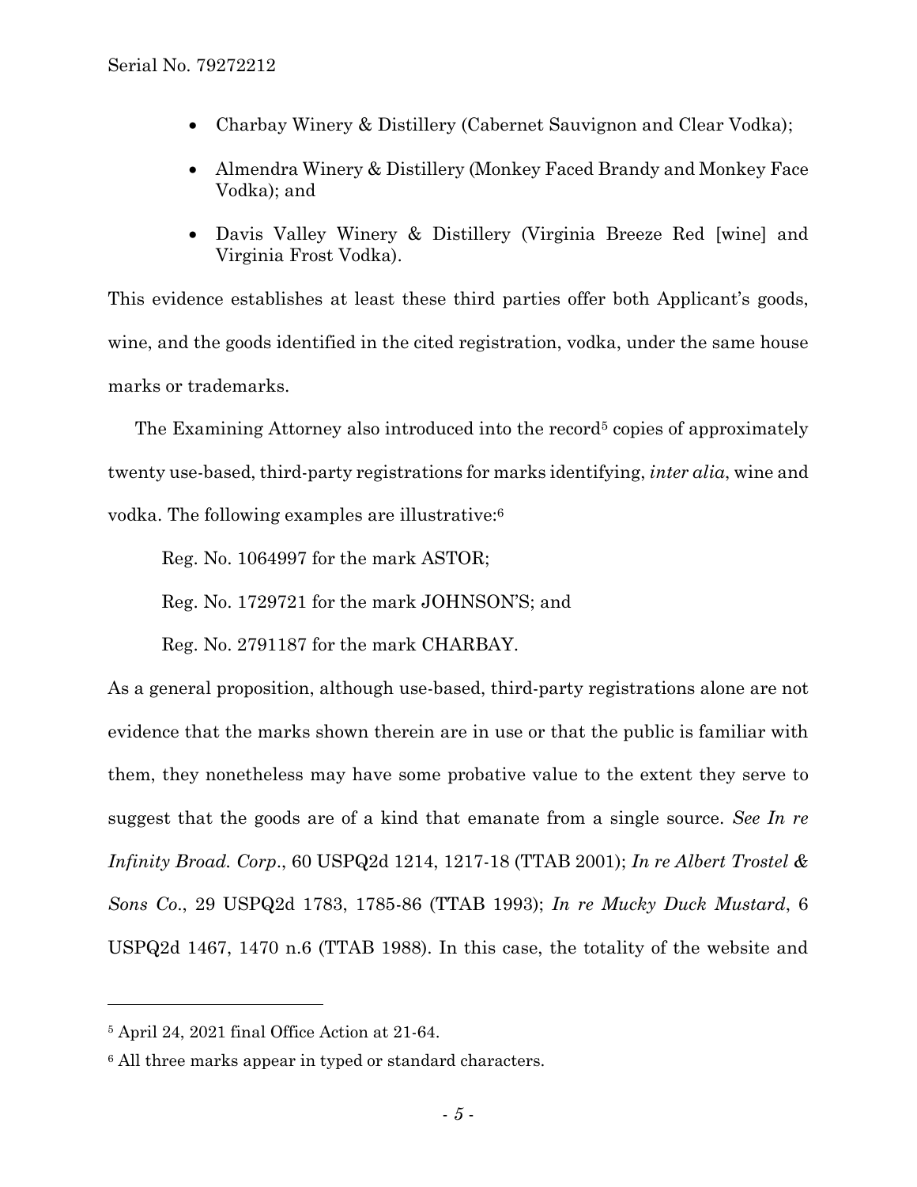- Charbay Winery & Distillery (Cabernet Sauvignon and Clear Vodka);
- Almendra Winery & Distillery (Monkey Faced Brandy and Monkey Face Vodka); and
- Davis Valley Winery & Distillery (Virginia Breeze Red [wine] and Virginia Frost Vodka).

This evidence establishes at least these third parties offer both Applicant's goods, wine, and the goods identified in the cited registration, vodka, under the same house marks or trademarks.

The Examining Attorney also introduced into the record[5] copies of approximately twenty use-based, third-party registrations for marks identifying, *inter alia*, wine and vodka. The following examples are illustrative:[6]

Reg. No. 1064997 for the mark ASTOR;

Reg. No. 1729721 for the mark JOHNSON'S; and

Reg. No. 2791187 for the mark CHARBAY.

As a general proposition, although use-based, third-party registrations alone are not evidence that the marks shown therein are in use or that the public is familiar with them, they nonetheless may have some probative value to the extent they serve to suggest that the goods are of a kind that emanate from a single source. *See In re Infinity Broad. Corp*., 60 USPQ2d 1214, 1217-18 (TTAB 2001); *In re Albert Trostel & Sons Co*., 29 USPQ2d 1783, 1785-86 (TTAB 1993); *In re Mucky Duck Mustard*, 6 USPQ2d 1467, 1470 n.6 (TTAB 1988). In this case, the totality of the website and

---

[5] April 24, 2021 final Office Action at 21-64.

[6] All three marks appear in typed or standard characters.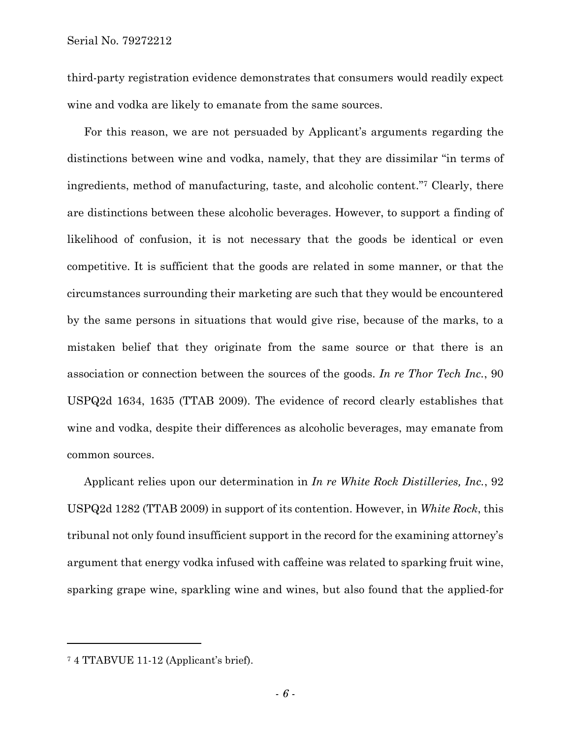third-party registration evidence demonstrates that consumers would readily expect wine and vodka are likely to emanate from the same sources.

For this reason, we are not persuaded by Applicant's arguments regarding the distinctions between wine and vodka, namely, that they are dissimilar "in terms of ingredients, method of manufacturing, taste, and alcoholic content."[7] Clearly, there are distinctions between these alcoholic beverages. However, to support a finding of likelihood of confusion, it is not necessary that the goods be identical or even competitive. It is sufficient that the goods are related in some manner, or that the circumstances surrounding their marketing are such that they would be encountered by the same persons in situations that would give rise, because of the marks, to a mistaken belief that they originate from the same source or that there is an association or connection between the sources of the goods. *In re Thor Tech Inc.*, 90 USPQ2d 1634, 1635 (TTAB 2009). The evidence of record clearly establishes that wine and vodka, despite their differences as alcoholic beverages, may emanate from common sources.

Applicant relies upon our determination in *In re White Rock Distilleries, Inc.*, 92 USPQ2d 1282 (TTAB 2009) in support of its contention. However, in *White Rock*, this tribunal not only found insufficient support in the record for the examining attorney's argument that energy vodka infused with caffeine was related to sparking fruit wine, sparking grape wine, sparkling wine and wines, but also found that the applied-for

---

[7] 4 TTABVUE 11-12 (Applicant's brief).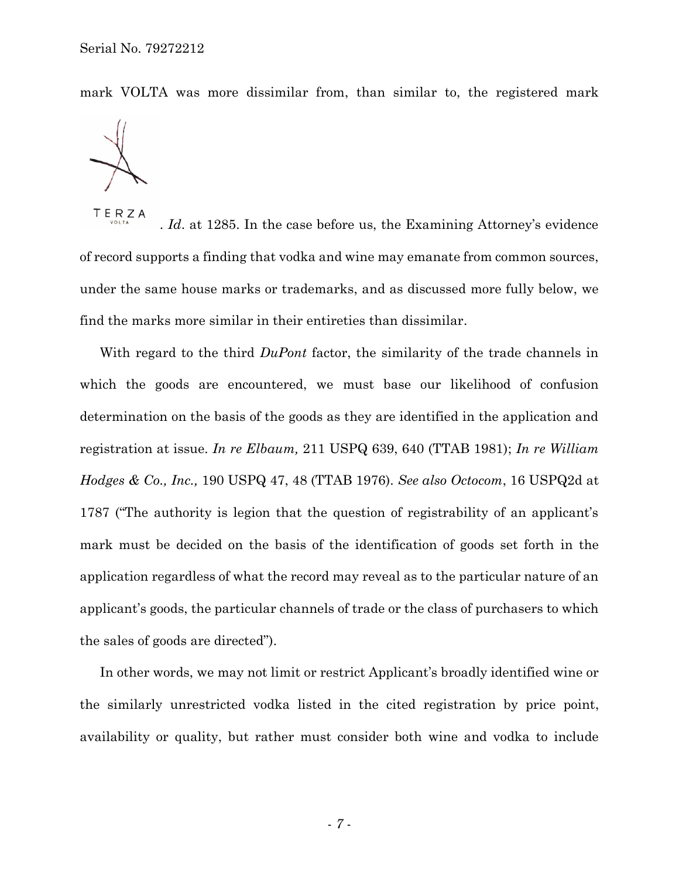mark VOLTA was more dissimilar from, than similar to, the registered mark TERZA VOLTA. *Id.* at 1285. In the case before us, the Examining Attorney's evidence of record supports a finding that vodka and wine may emanate from common sources, under the same house marks or trademarks, and as discussed more fully below, we find the marks more similar in their entireties than dissimilar.

With regard to the third *DuPont* factor, the similarity of the trade channels in which the goods are encountered, we must base our likelihood of confusion determination on the basis of the goods as they are identified in the application and registration at issue. *In re Elbaum,* 211 USPQ 639, 640 (TTAB 1981); *In re William Hodges & Co., Inc.,* 190 USPQ 47, 48 (TTAB 1976). *See also Octocom*, 16 USPQ2d at 1787 ("The authority is legion that the question of registrability of an applicant's mark must be decided on the basis of the identification of goods set forth in the application regardless of what the record may reveal as to the particular nature of an applicant's goods, the particular channels of trade or the class of purchasers to which the sales of goods are directed").

In other words, we may not limit or restrict Applicant's broadly identified wine or the similarly unrestricted vodka listed in the cited registration by price point, availability or quality, but rather must consider both wine and vodka to include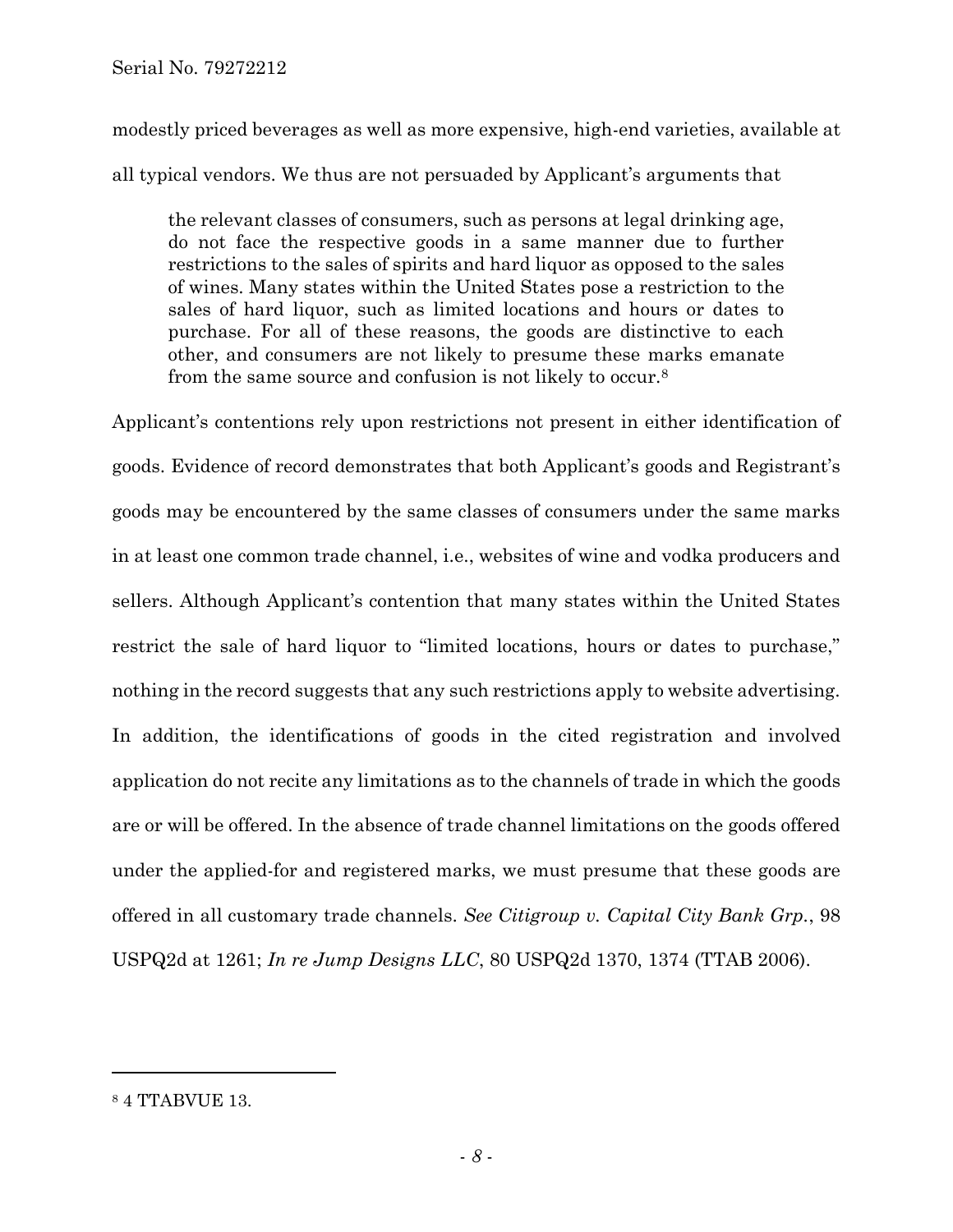modestly priced beverages as well as more expensive, high-end varieties, available at all typical vendors. We thus are not persuaded by Applicant's arguments that

> the relevant classes of consumers, such as persons at legal drinking age, do not face the respective goods in a same manner due to further restrictions to the sales of spirits and hard liquor as opposed to the sales of wines. Many states within the United States pose a restriction to the sales of hard liquor, such as limited locations and hours or dates to purchase. For all of these reasons, the goods are distinctive to each other, and consumers are not likely to presume these marks emanate from the same source and confusion is not likely to occur.[8]

Applicant's contentions rely upon restrictions not present in either identification of goods. Evidence of record demonstrates that both Applicant's goods and Registrant's goods may be encountered by the same classes of consumers under the same marks in at least one common trade channel, i.e., websites of wine and vodka producers and sellers. Although Applicant's contention that many states within the United States restrict the sale of hard liquor to "limited locations, hours or dates to purchase," nothing in the record suggests that any such restrictions apply to website advertising. In addition, the identifications of goods in the cited registration and involved application do not recite any limitations as to the channels of trade in which the goods are or will be offered. In the absence of trade channel limitations on the goods offered under the applied-for and registered marks, we must presume that these goods are offered in all customary trade channels. *See Citigroup v. Capital City Bank Grp.*, 98 USPQ2d at 1261; *In re Jump Designs LLC*, 80 USPQ2d 1370, 1374 (TTAB 2006).

---

[8] 4 TTABVUE 13.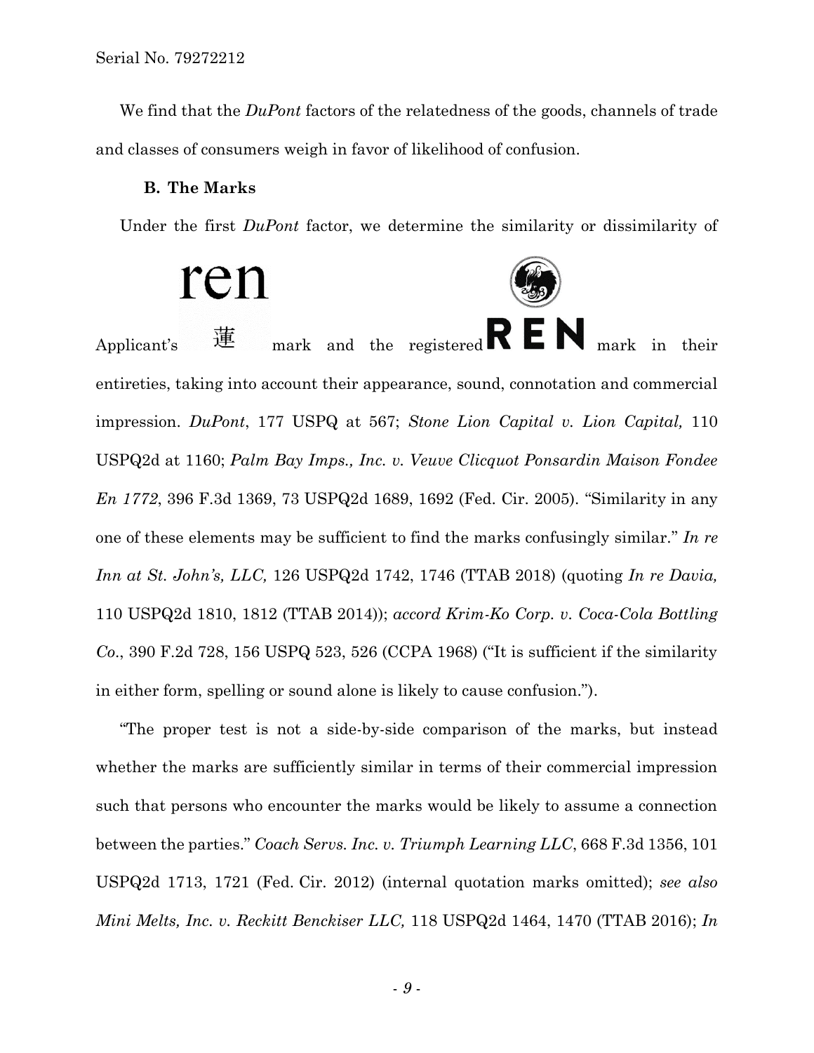We find that the *DuPont* factors of the relatedness of the goods, channels of trade and classes of consumers weigh in favor of likelihood of confusion.

### B. The Marks

Under the first *DuPont* factor, we determine the similarity or dissimilarity of Applicant's ren 蓮 mark and the registered REN mark in their entireties, taking into account their appearance, sound, connotation and commercial impression. *DuPont*, 177 USPQ at 567; *Stone Lion Capital v. Lion Capital,* 110 USPQ2d at 1160; *Palm Bay Imps., Inc. v. Veuve Clicquot Ponsardin Maison Fondee En 1772*, 396 F.3d 1369, 73 USPQ2d 1689, 1692 (Fed. Cir. 2005). "Similarity in any one of these elements may be sufficient to find the marks confusingly similar." *In re Inn at St. John's, LLC,* 126 USPQ2d 1742, 1746 (TTAB 2018) (quoting *In re Davia,* 110 USPQ2d 1810, 1812 (TTAB 2014)); *accord Krim-Ko Corp. v. Coca-Cola Bottling Co*., 390 F.2d 728, 156 USPQ 523, 526 (CCPA 1968) ("It is sufficient if the similarity in either form, spelling or sound alone is likely to cause confusion.").

"The proper test is not a side-by-side comparison of the marks, but instead whether the marks are sufficiently similar in terms of their commercial impression such that persons who encounter the marks would be likely to assume a connection between the parties." *Coach Servs. Inc. v. Triumph Learning LLC*, 668 F.3d 1356, 101 USPQ2d 1713, 1721 (Fed. Cir. 2012) (internal quotation marks omitted); *see also Mini Melts, Inc. v. Reckitt Benckiser LLC,* 118 USPQ2d 1464, 1470 (TTAB 2016); *In*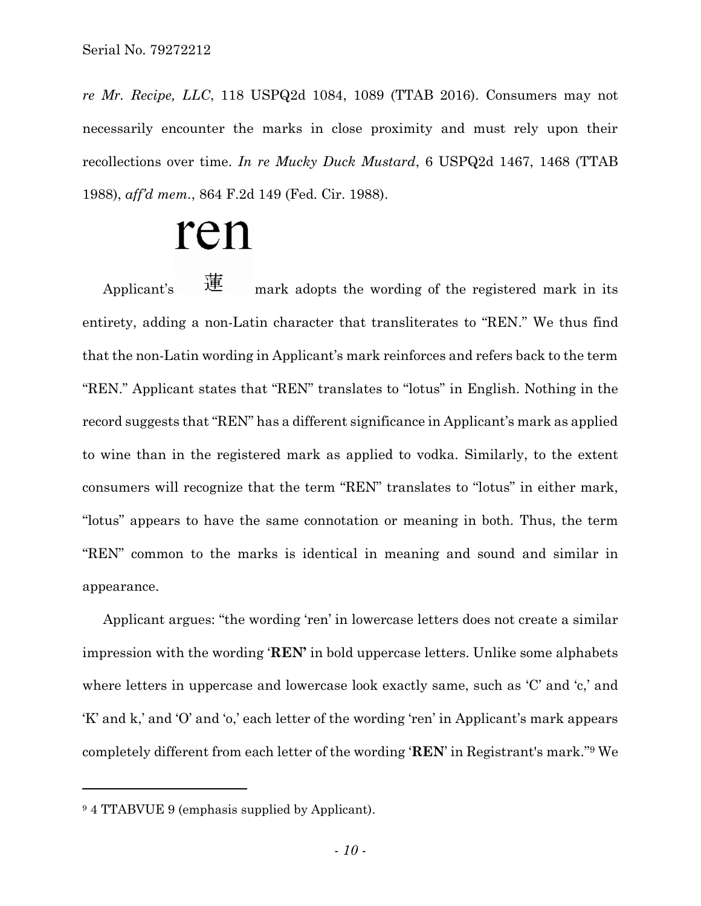*re Mr. Recipe, LLC*, 118 USPQ2d 1084, 1089 (TTAB 2016). Consumers may not necessarily encounter the marks in close proximity and must rely upon their recollections over time. *In re Mucky Duck Mustard*, 6 USPQ2d 1467, 1468 (TTAB 1988), *aff'd mem.*, 864 F.2d 149 (Fed. Cir. 1988).

Applicant's ren 蓮 mark adopts the wording of the registered mark in its entirety, adding a non-Latin character that transliterates to "REN." We thus find that the non-Latin wording in Applicant's mark reinforces and refers back to the term "REN." Applicant states that "REN" translates to "lotus" in English. Nothing in the record suggests that "REN" has a different significance in Applicant's mark as applied to wine than in the registered mark as applied to vodka. Similarly, to the extent consumers will recognize that the term "REN" translates to "lotus" in either mark, "lotus" appears to have the same connotation or meaning in both. Thus, the term "REN" common to the marks is identical in meaning and sound and similar in appearance.

Applicant argues: "the wording 'ren' in lowercase letters does not create a similar impression with the wording '**REN'** in bold uppercase letters. Unlike some alphabets where letters in uppercase and lowercase look exactly same, such as 'C' and 'c,' and 'K' and k,' and 'O' and 'o,' each letter of the wording 'ren' in Applicant's mark appears completely different from each letter of the wording '**REN**' in Registrant's mark."[9] We

---

[9] 4 TTABVUE 9 (emphasis supplied by Applicant).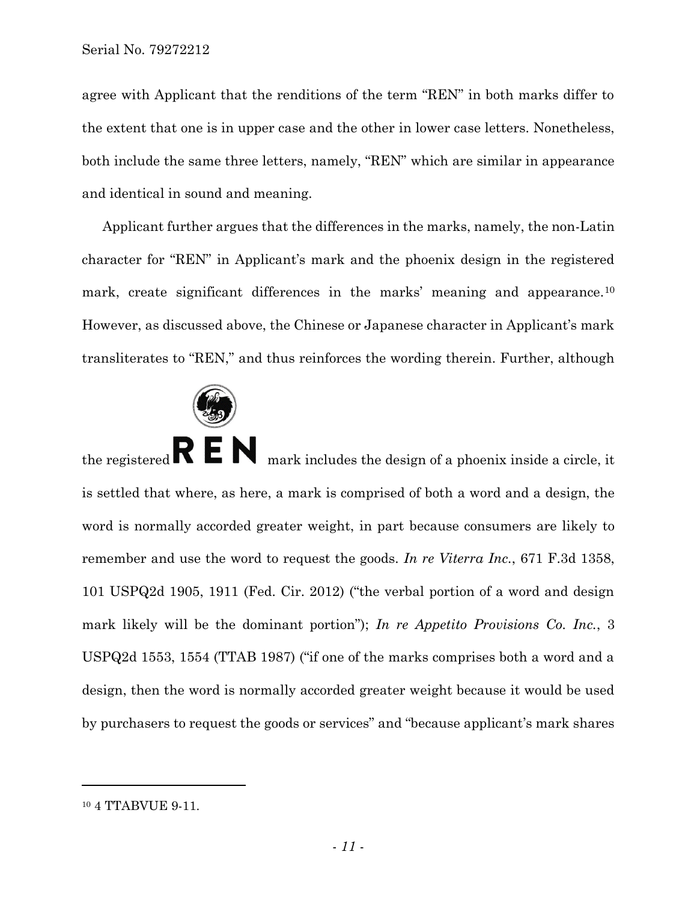agree with Applicant that the renditions of the term "REN" in both marks differ to the extent that one is in upper case and the other in lower case letters. Nonetheless, both include the same three letters, namely, "REN" which are similar in appearance and identical in sound and meaning.

Applicant further argues that the differences in the marks, namely, the non-Latin character for "REN" in Applicant's mark and the phoenix design in the registered mark, create significant differences in the marks' meaning and appearance.[10] However, as discussed above, the Chinese or Japanese character in Applicant's mark transliterates to "REN," and thus reinforces the wording therein. Further, although the registered REN mark includes the design of a phoenix inside a circle, it is settled that where, as here, a mark is comprised of both a word and a design, the word is normally accorded greater weight, in part because consumers are likely to remember and use the word to request the goods. *In re Viterra Inc.*, 671 F.3d 1358, 101 USPQ2d 1905, 1911 (Fed. Cir. 2012) ("the verbal portion of a word and design mark likely will be the dominant portion"); *In re Appetito Provisions Co. Inc.*, 3 USPQ2d 1553, 1554 (TTAB 1987) ("if one of the marks comprises both a word and a design, then the word is normally accorded greater weight because it would be used by purchasers to request the goods or services" and "because applicant's mark shares

---

[10] 4 TTABVUE 9-11.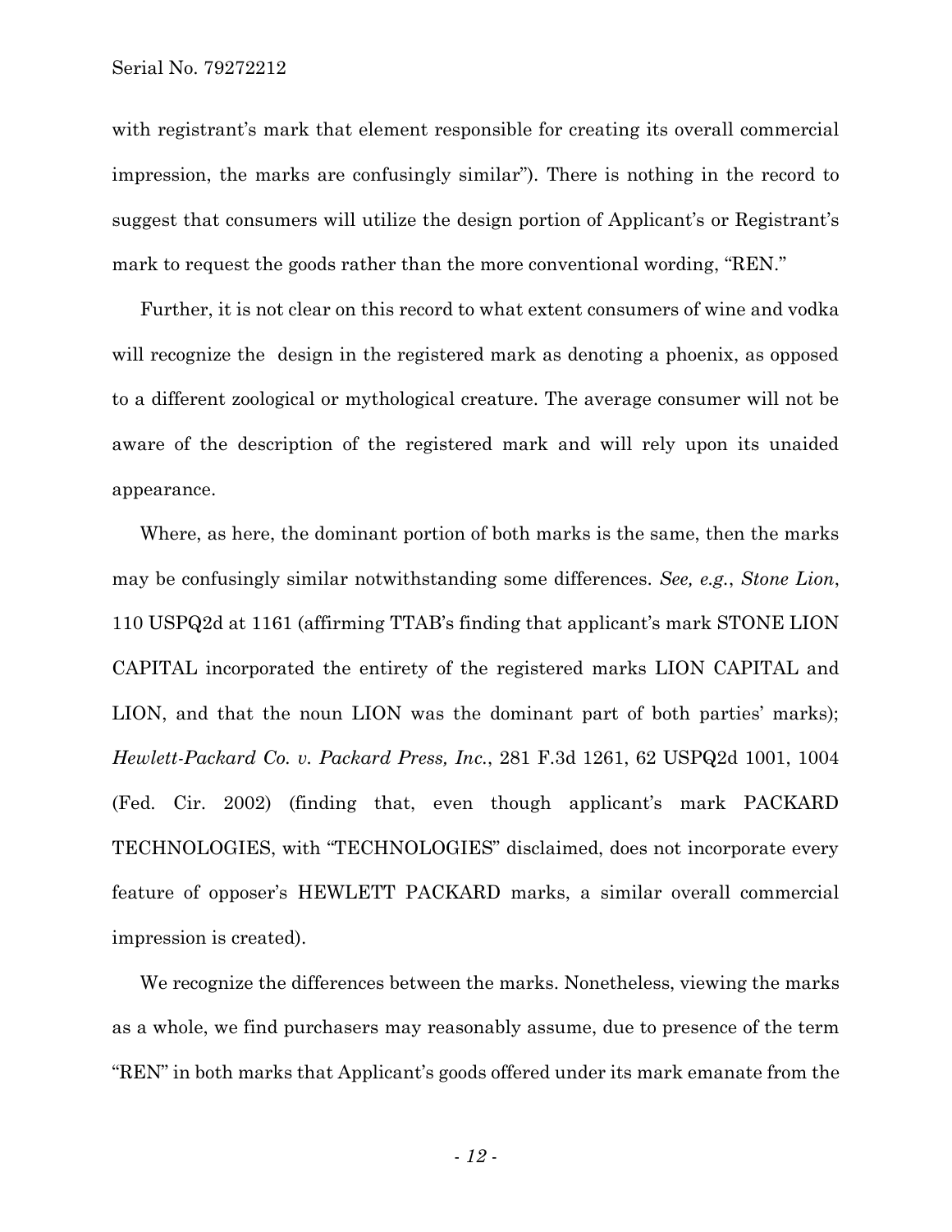with registrant's mark that element responsible for creating its overall commercial impression, the marks are confusingly similar"). There is nothing in the record to suggest that consumers will utilize the design portion of Applicant's or Registrant's mark to request the goods rather than the more conventional wording, "REN."

Further, it is not clear on this record to what extent consumers of wine and vodka will recognize the design in the registered mark as denoting a phoenix, as opposed to a different zoological or mythological creature. The average consumer will not be aware of the description of the registered mark and will rely upon its unaided appearance.

Where, as here, the dominant portion of both marks is the same, then the marks may be confusingly similar notwithstanding some differences. *See, e.g.*, *Stone Lion*, 110 USPQ2d at 1161 (affirming TTAB's finding that applicant's mark STONE LION CAPITAL incorporated the entirety of the registered marks LION CAPITAL and LION, and that the noun LION was the dominant part of both parties' marks); *Hewlett-Packard Co. v. Packard Press, Inc.*, 281 F.3d 1261, 62 USPQ2d 1001, 1004 (Fed. Cir. 2002) (finding that, even though applicant's mark PACKARD TECHNOLOGIES, with "TECHNOLOGIES" disclaimed, does not incorporate every feature of opposer's HEWLETT PACKARD marks, a similar overall commercial impression is created).

We recognize the differences between the marks. Nonetheless, viewing the marks as a whole, we find purchasers may reasonably assume, due to presence of the term "REN" in both marks that Applicant's goods offered under its mark emanate from the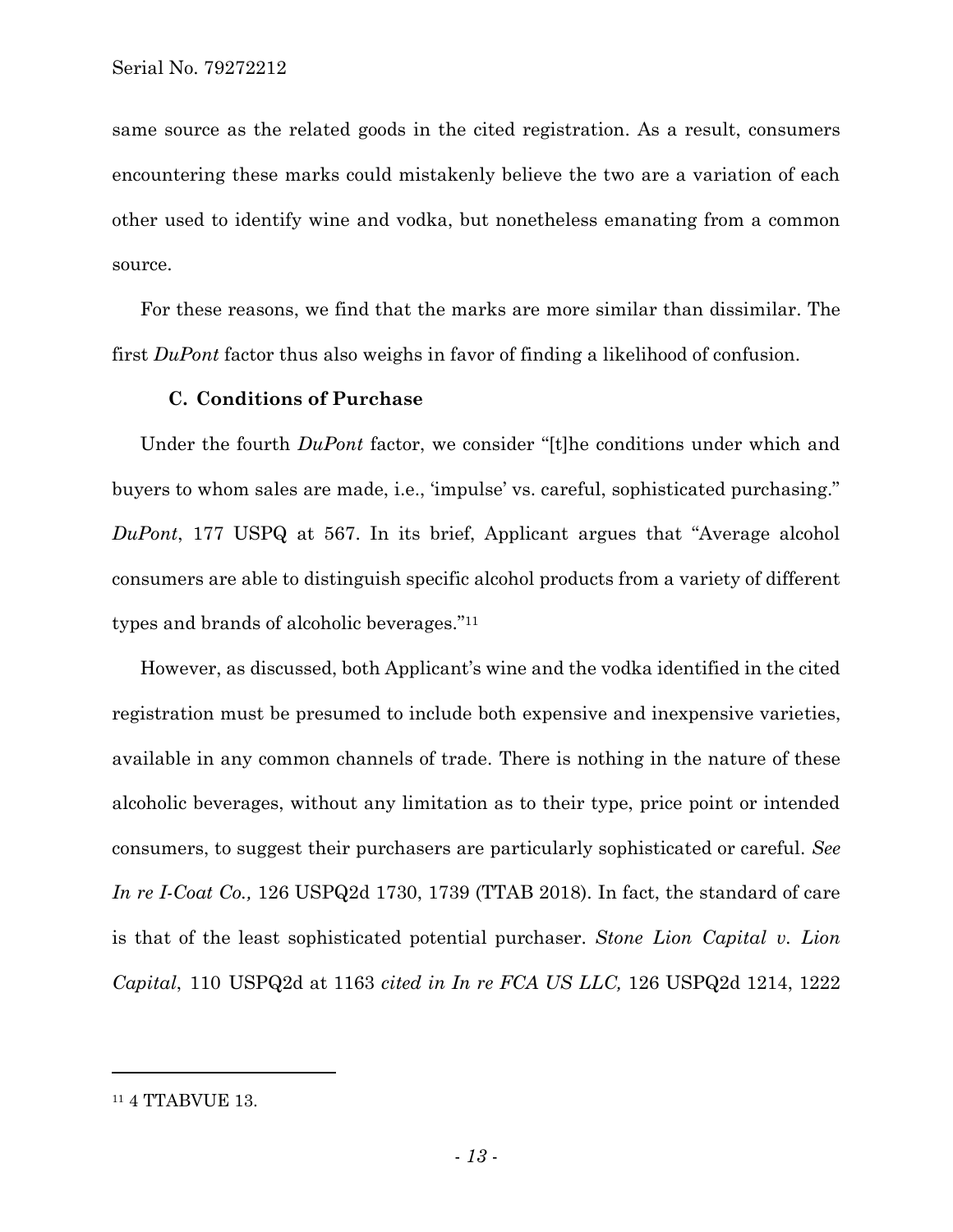same source as the related goods in the cited registration. As a result, consumers encountering these marks could mistakenly believe the two are a variation of each other used to identify wine and vodka, but nonetheless emanating from a common source.

For these reasons, we find that the marks are more similar than dissimilar. The first *DuPont* factor thus also weighs in favor of finding a likelihood of confusion.

### C. Conditions of Purchase

Under the fourth *DuPont* factor, we consider "[t]he conditions under which and buyers to whom sales are made, i.e., 'impulse' vs. careful, sophisticated purchasing." *DuPont*, 177 USPQ at 567. In its brief, Applicant argues that "Average alcohol consumers are able to distinguish specific alcohol products from a variety of different types and brands of alcoholic beverages."[11]

However, as discussed, both Applicant's wine and the vodka identified in the cited registration must be presumed to include both expensive and inexpensive varieties, available in any common channels of trade. There is nothing in the nature of these alcoholic beverages, without any limitation as to their type, price point or intended consumers, to suggest their purchasers are particularly sophisticated or careful. *See In re I-Coat Co.,* 126 USPQ2d 1730, 1739 (TTAB 2018). In fact, the standard of care is that of the least sophisticated potential purchaser. *Stone Lion Capital v. Lion Capital*, 110 USPQ2d at 1163 *cited in In re FCA US LLC,* 126 USPQ2d 1214, 1222

---

[11] 4 TTABVUE 13.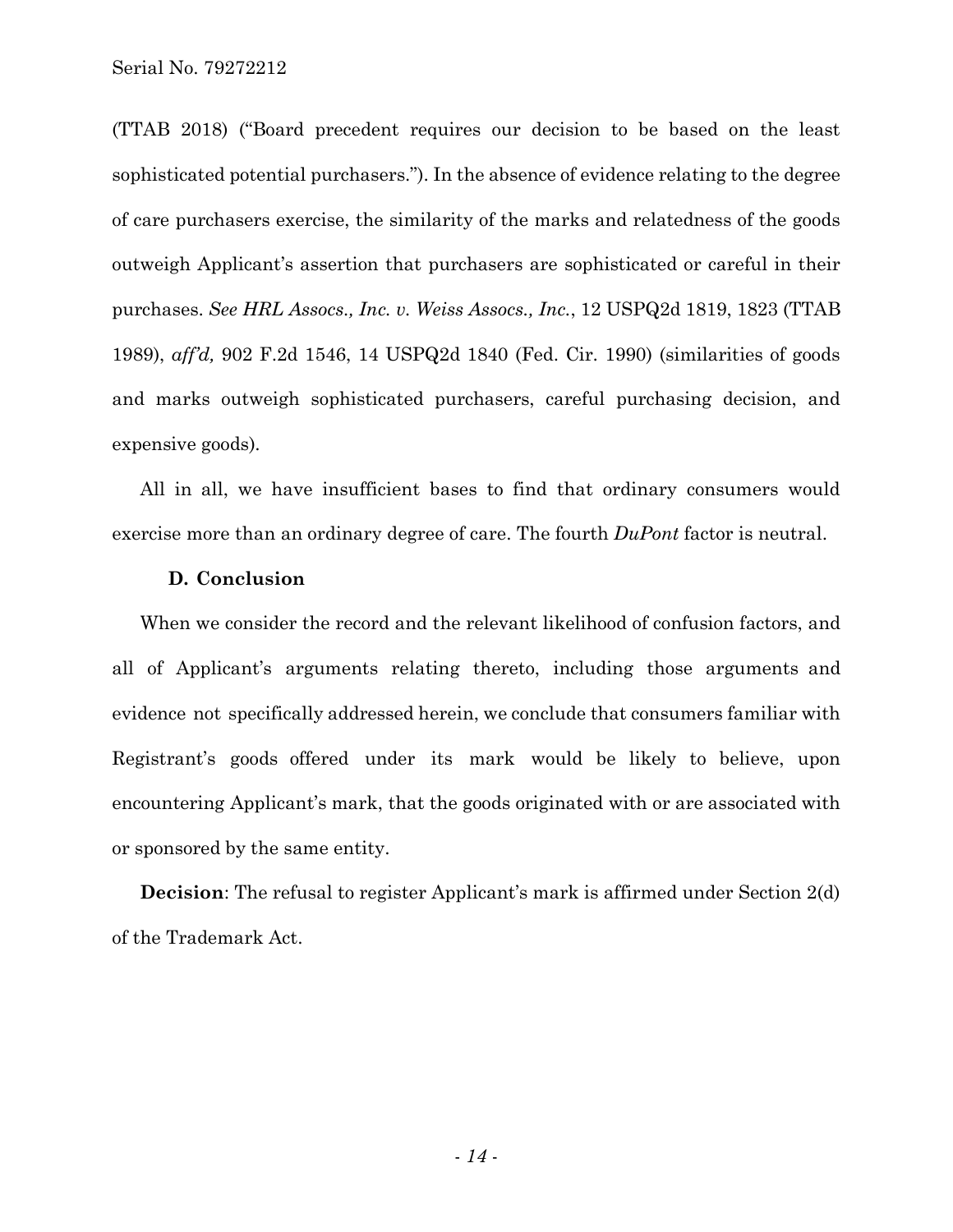(TTAB 2018) ("Board precedent requires our decision to be based on the least sophisticated potential purchasers."). In the absence of evidence relating to the degree of care purchasers exercise, the similarity of the marks and relatedness of the goods outweigh Applicant's assertion that purchasers are sophisticated or careful in their purchases. *See HRL Assocs., Inc. v. Weiss Assocs., Inc.*, 12 USPQ2d 1819, 1823 (TTAB 1989), *aff'd,* 902 F.2d 1546, 14 USPQ2d 1840 (Fed. Cir. 1990) (similarities of goods and marks outweigh sophisticated purchasers, careful purchasing decision, and expensive goods).

All in all, we have insufficient bases to find that ordinary consumers would exercise more than an ordinary degree of care. The fourth *DuPont* factor is neutral.

### D. Conclusion

When we consider the record and the relevant likelihood of confusion factors, and all of Applicant's arguments relating thereto, including those arguments and evidence not specifically addressed herein, we conclude that consumers familiar with Registrant's goods offered under its mark would be likely to believe, upon encountering Applicant's mark, that the goods originated with or are associated with or sponsored by the same entity.

**Decision**: The refusal to register Applicant's mark is affirmed under Section 2(d) of the Trademark Act.